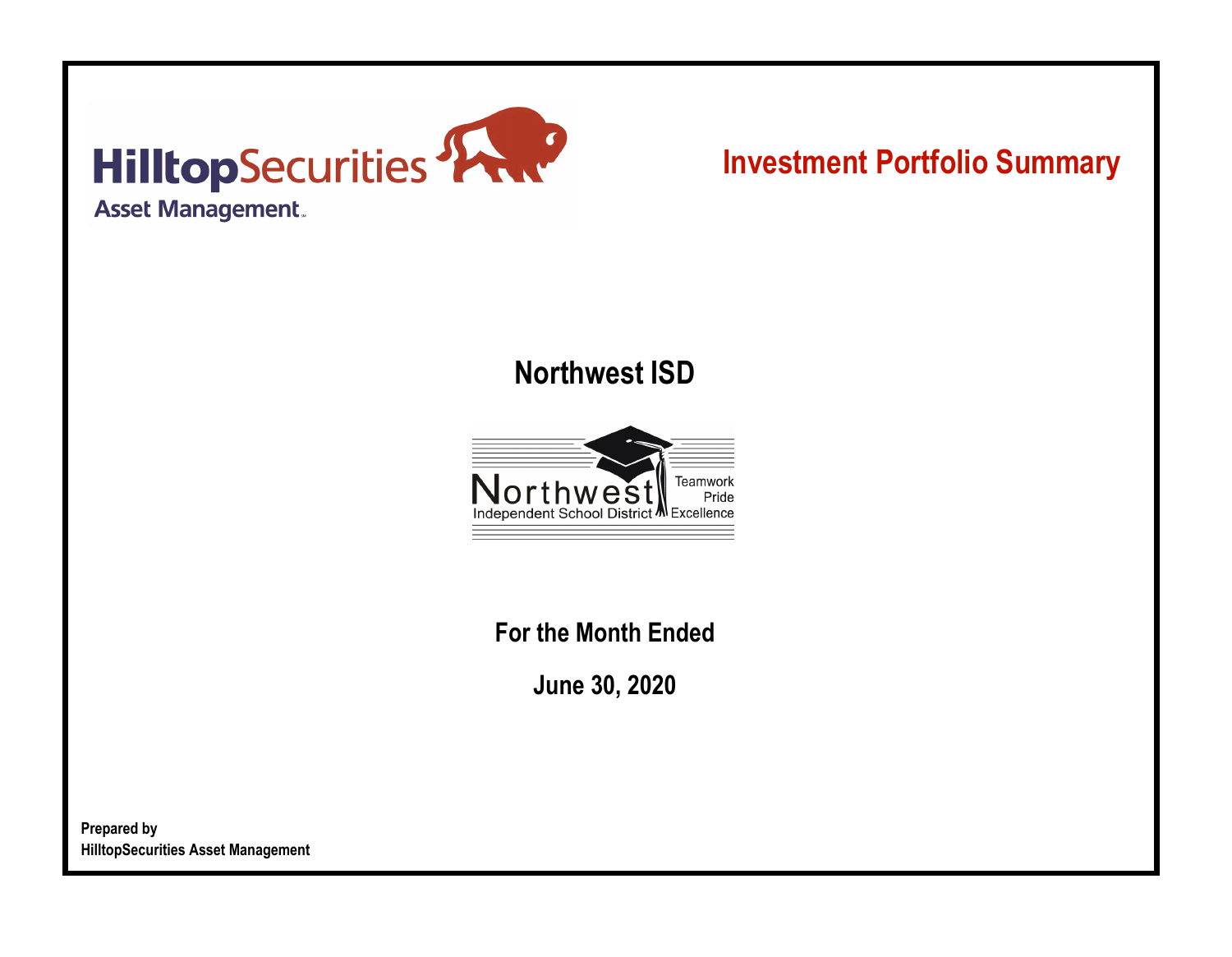HilltopSecurities

Asset Management

# Investment Portfolio Summary

## Northwest ISD

Northwest
Independent School District

Teamwork
Pride
Excellence

**For the Month Ended**

**June 30, 2020**

**Prepared by**
**HilltopSecurities Asset Management**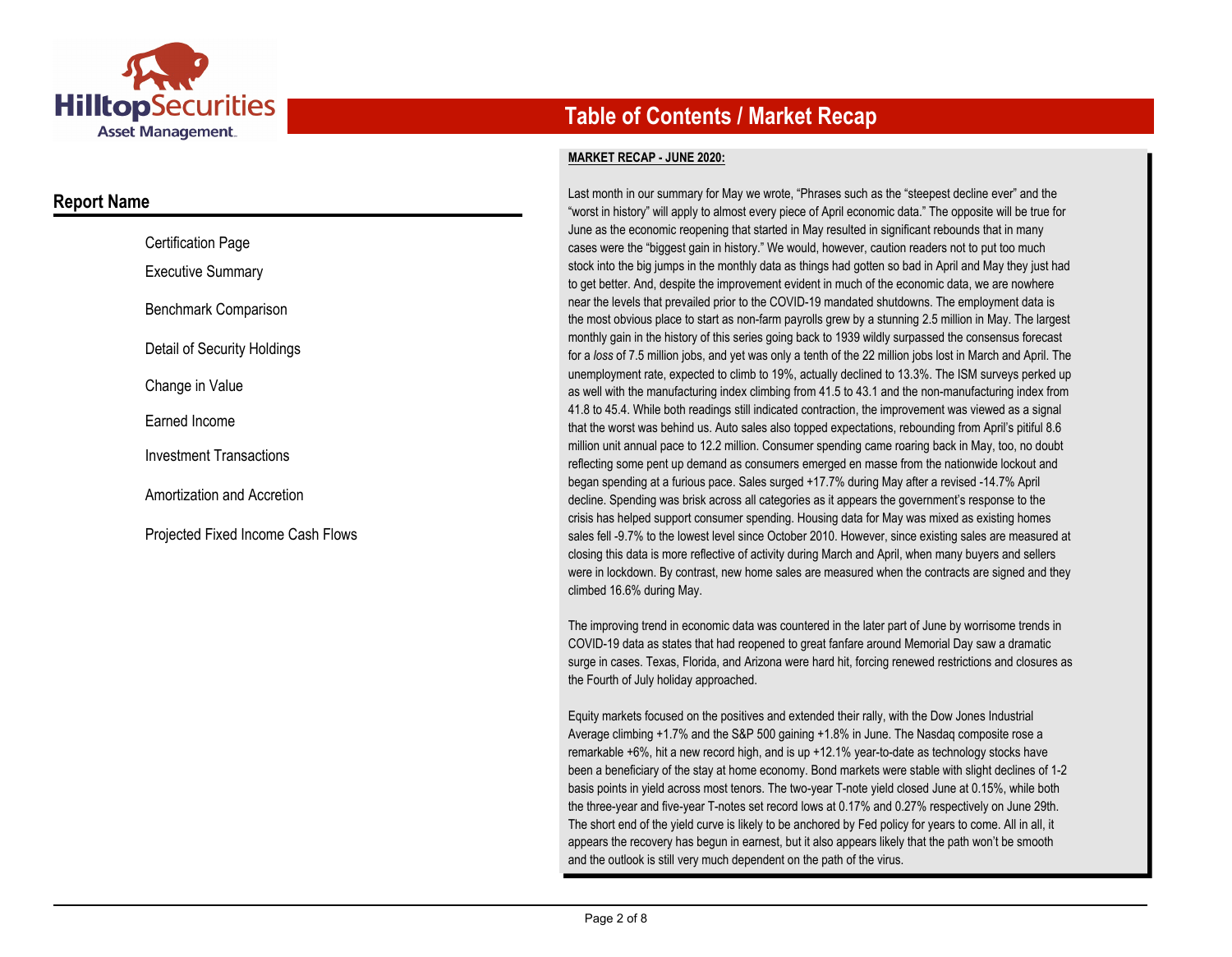# Table of Contents / Market Recap

## Report Name

- Certification Page
- Executive Summary
- Benchmark Comparison
- Detail of Security Holdings
- Change in Value
- Earned Income
- Investment Transactions
- Amortization and Accretion
- Projected Fixed Income Cash Flows

**MARKET RECAP - JUNE 2020:**

Last month in our summary for May we wrote, “Phrases such as the “steepest decline ever” and the “worst in history” will apply to almost every piece of April economic data.” The opposite will be true for June as the economic reopening that started in May resulted in significant rebounds that in many cases were the “biggest gain in history.” We would, however, caution readers not to put too much stock into the big jumps in the monthly data as things had gotten so bad in April and May they just had to get better. And, despite the improvement evident in much of the economic data, we are nowhere near the levels that prevailed prior to the COVID-19 mandated shutdowns. The employment data is the most obvious place to start as non-farm payrolls grew by a stunning 2.5 million in May. The largest monthly gain in the history of this series going back to 1939 wildly surpassed the consensus forecast for a *loss* of 7.5 million jobs, and yet was only a tenth of the 22 million jobs lost in March and April. The unemployment rate, expected to climb to 19%, actually declined to 13.3%. The ISM surveys perked up as well with the manufacturing index climbing from 41.5 to 43.1 and the non-manufacturing index from 41.8 to 45.4. While both readings still indicated contraction, the improvement was viewed as a signal that the worst was behind us. Auto sales also topped expectations, rebounding from April’s pitiful 8.6 million unit annual pace to 12.2 million. Consumer spending came roaring back in May, too, no doubt reflecting some pent up demand as consumers emerged en masse from the nationwide lockout and began spending at a furious pace. Sales surged +17.7% during May after a revised -14.7% April decline. Spending was brisk across all categories as it appears the government’s response to the crisis has helped support consumer spending. Housing data for May was mixed as existing homes sales fell -9.7% to the lowest level since October 2010. However, since existing sales are measured at closing this data is more reflective of activity during March and April, when many buyers and sellers were in lockdown. By contrast, new home sales are measured when the contracts are signed and they climbed 16.6% during May.

The improving trend in economic data was countered in the later part of June by worrisome trends in COVID-19 data as states that had reopened to great fanfare around Memorial Day saw a dramatic surge in cases. Texas, Florida, and Arizona were hard hit, forcing renewed restrictions and closures as the Fourth of July holiday approached.

Equity markets focused on the positives and extended their rally, with the Dow Jones Industrial Average climbing +1.7% and the S&P 500 gaining +1.8% in June. The Nasdaq composite rose a remarkable +6%, hit a new record high, and is up +12.1% year-to-date as technology stocks have been a beneficiary of the stay at home economy. Bond markets were stable with slight declines of 1-2 basis points in yield across most tenors. The two-year T-note yield closed June at 0.15%, while both the three-year and five-year T-notes set record lows at 0.17% and 0.27% respectively on June 29th. The short end of the yield curve is likely to be anchored by Fed policy for years to come. All in all, it appears the recovery has begun in earnest, but it also appears likely that the path won’t be smooth and the outlook is still very much dependent on the path of the virus.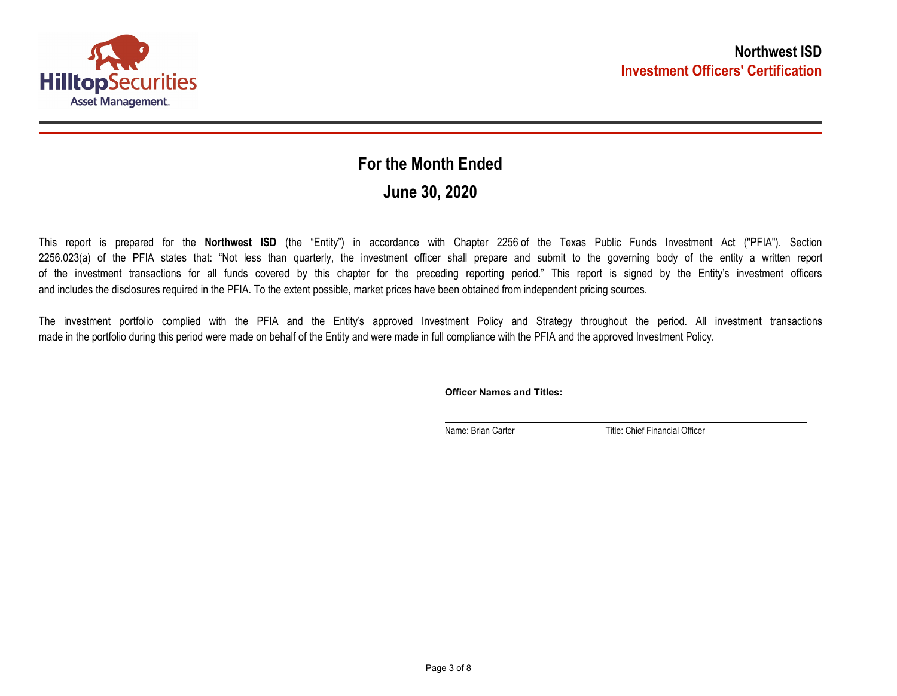**Northwest ISD**

**Investment Officers' Certification**

## For the Month Ended

## June 30, 2020

This report is prepared for the **Northwest ISD** (the "Entity") in accordance with Chapter 2256 of the Texas Public Funds Investment Act ("PFIA"). Section 2256.023(a) of the PFIA states that: "Not less than quarterly, the investment officer shall prepare and submit to the governing body of the entity a written report of the investment transactions for all funds covered by this chapter for the preceding reporting period." This report is signed by the Entity's investment officers and includes the disclosures required in the PFIA. To the extent possible, market prices have been obtained from independent pricing sources.

The investment portfolio complied with the PFIA and the Entity's approved Investment Policy and Strategy throughout the period. All investment transactions made in the portfolio during this period were made on behalf of the Entity and were made in full compliance with the PFIA and the approved Investment Policy.

**Officer Names and Titles:**

Name: Brian Carter        Title: Chief Financial Officer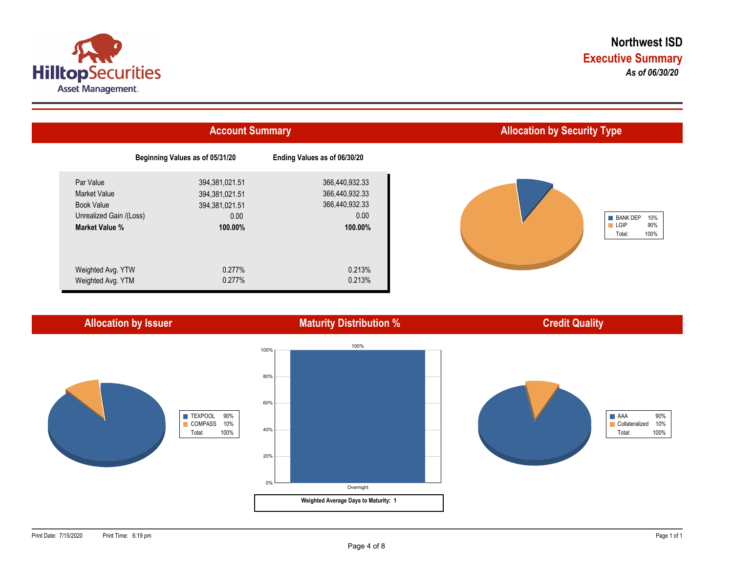# Northwest ISD

## Executive Summary

***As of 06/30/20***

## Account Summary

| | Beginning Values as of 05/31/20 | Ending Values as of 06/30/20 |
|---|---|---|
| Par Value | 394,381,021.51 | 366,440,932.33 |
| Market Value | 394,381,021.51 | 366,440,932.33 |
| Book Value | 394,381,021.51 | 366,440,932.33 |
| Unrealized Gain /(Loss) | 0.00 | 0.00 |
| **Market Value %** | **100.00%** | **100.00%** |
| Weighted Avg. YTW | 0.277% | 0.213% |
| Weighted Avg. YTM | 0.277% | 0.213% |

## Allocation by Security Type

| | |
|---|---|
| BANK DEP | 10% |
| LGIP | 90% |
| Total: | 100% |

## Allocation by Issuer

| | |
|---|---|
| TEXPOOL | 90% |
| COMPASS | 10% |
| Total: | 100% |

## Maturity Distribution %

| | |
|---|---|
| Overnight | 100% |

**Weighted Average Days to Maturity: 1**

## Credit Quality

| | |
|---|---|
| AAA | 90% |
| Collateralized | 10% |
| Total: | 100% |

Print Date: 7/15/2020 Print Time: 6:19 pm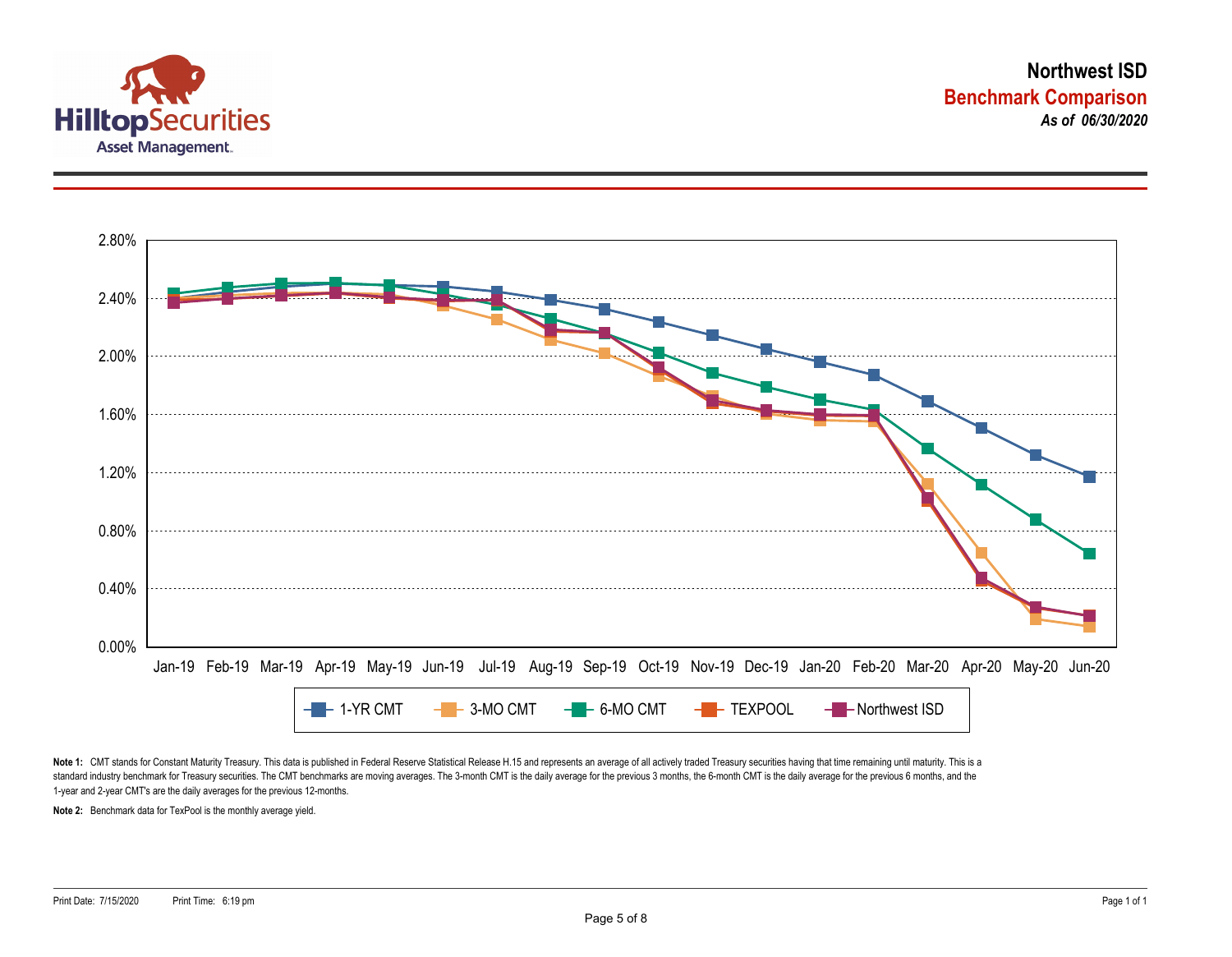# Northwest ISD

## Benchmark Comparison

***As of 06/30/2020***

Legend: 1-YR CMT, 3-MO CMT, 6-MO CMT, TEXPOOL, Northwest ISD

Y-axis: 0.00%, 0.40%, 0.80%, 1.20%, 1.60%, 2.00%, 2.40%, 2.80%

X-axis: Jan-19, Feb-19, Mar-19, Apr-19, May-19, Jun-19, Jul-19, Aug-19, Sep-19, Oct-19, Nov-19, Dec-19, Jan-20, Feb-20, Mar-20, Apr-20, May-20, Jun-20

**Note 1:** CMT stands for Constant Maturity Treasury. This data is published in Federal Reserve Statistical Release H.15 and represents an average of all actively traded Treasury securities having that time remaining until maturity. This is a standard industry benchmark for Treasury securities. The CMT benchmarks are moving averages. The 3-month CMT is the daily average for the previous 3 months, the 6-month CMT is the daily average for the previous 6 months, and the 1-year and 2-year CMT's are the daily averages for the previous 12-months.

**Note 2:** Benchmark data for TexPool is the monthly average yield.

Print Date: 7/15/2020 Print Time: 6:19 pm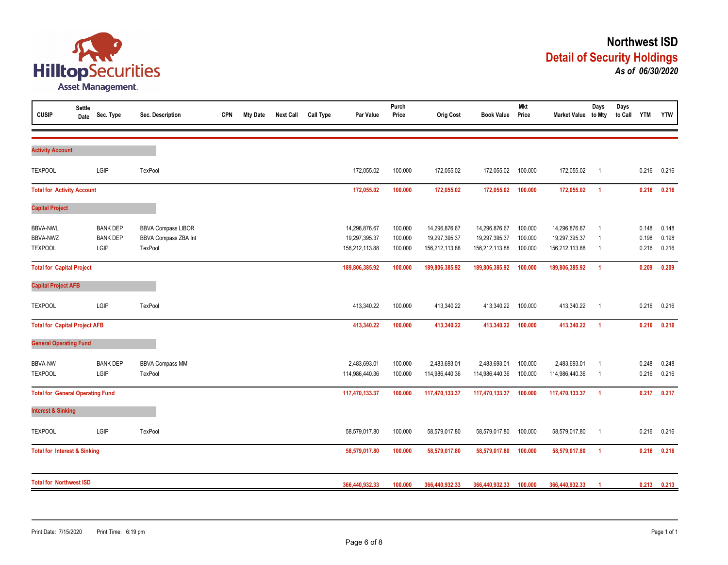HilltopSecurities Asset Management.

# Northwest ISD

## Detail of Security Holdings

***As of 06/30/2020***

| CUSIP | Settle Date | Sec. Type | Sec. Description | CPN | Mty Date | Next Call | Call Type | Par Value | Purch Price | Orig Cost | Book Value | Mkt Price | Market Value | Days to Mty | Days to Call | YTM | YTW |
|---|---|---|---|---|---|---|---|---|---|---|---|---|---|---|---|---|---|
| **Activity Account** | | | | | | | | | | | | | | | | | |
| TEXPOOL | | LGIP | TexPool | | | | | 172,055.02 | 100.000 | 172,055.02 | 172,055.02 | 100.000 | 172,055.02 | 1 | | 0.216 | 0.216 |
| **Total for Activity Account** | | | | | | | | **172,055.02** | **100.000** | **172,055.02** | **172,055.02** | **100.000** | **172,055.02** | **1** | | **0.216** | **0.216** |
| **Capital Project** | | | | | | | | | | | | | | | | | |
| BBVA-NWL | | BANK DEP | BBVA Compass LIBOR | | | | | 14,296,876.67 | 100.000 | 14,296,876.67 | 14,296,876.67 | 100.000 | 14,296,876.67 | 1 | | 0.148 | 0.148 |
| BBVA-NWZ | | BANK DEP | BBVA Compass ZBA Int | | | | | 19,297,395.37 | 100.000 | 19,297,395.37 | 19,297,395.37 | 100.000 | 19,297,395.37 | 1 | | 0.198 | 0.198 |
| TEXPOOL | | LGIP | TexPool | | | | | 156,212,113.88 | 100.000 | 156,212,113.88 | 156,212,113.88 | 100.000 | 156,212,113.88 | 1 | | 0.216 | 0.216 |
| **Total for Capital Project** | | | | | | | | **189,806,385.92** | **100.000** | **189,806,385.92** | **189,806,385.92** | **100.000** | **189,806,385.92** | **1** | | **0.209** | **0.209** |
| **Capital Project AFB** | | | | | | | | | | | | | | | | | |
| TEXPOOL | | LGIP | TexPool | | | | | 413,340.22 | 100.000 | 413,340.22 | 413,340.22 | 100.000 | 413,340.22 | 1 | | 0.216 | 0.216 |
| **Total for Capital Project AFB** | | | | | | | | **413,340.22** | **100.000** | **413,340.22** | **413,340.22** | **100.000** | **413,340.22** | **1** | | **0.216** | **0.216** |
| **General Operating Fund** | | | | | | | | | | | | | | | | | |
| BBVA-NW | | BANK DEP | BBVA Compass MM | | | | | 2,483,693.01 | 100.000 | 2,483,693.01 | 2,483,693.01 | 100.000 | 2,483,693.01 | 1 | | 0.248 | 0.248 |
| TEXPOOL | | LGIP | TexPool | | | | | 114,986,440.36 | 100.000 | 114,986,440.36 | 114,986,440.36 | 100.000 | 114,986,440.36 | 1 | | 0.216 | 0.216 |
| **Total for General Operating Fund** | | | | | | | | **117,470,133.37** | **100.000** | **117,470,133.37** | **117,470,133.37** | **100.000** | **117,470,133.37** | **1** | | **0.217** | **0.217** |
| **Interest & Sinking** | | | | | | | | | | | | | | | | | |
| TEXPOOL | | LGIP | TexPool | | | | | 58,579,017.80 | 100.000 | 58,579,017.80 | 58,579,017.80 | 100.000 | 58,579,017.80 | 1 | | 0.216 | 0.216 |
| **Total for Interest & Sinking** | | | | | | | | **58,579,017.80** | **100.000** | **58,579,017.80** | **58,579,017.80** | **100.000** | **58,579,017.80** | **1** | | **0.216** | **0.216** |
| **Total for Northwest ISD** | | | | | | | | **366,440,932.33** | **100.000** | **366,440,932.33** | **366,440,932.33** | **100.000** | **366,440,932.33** | **1** | | **0.213** | **0.213** |

Print Date: 7/15/2020 Print Time: 6:19 pm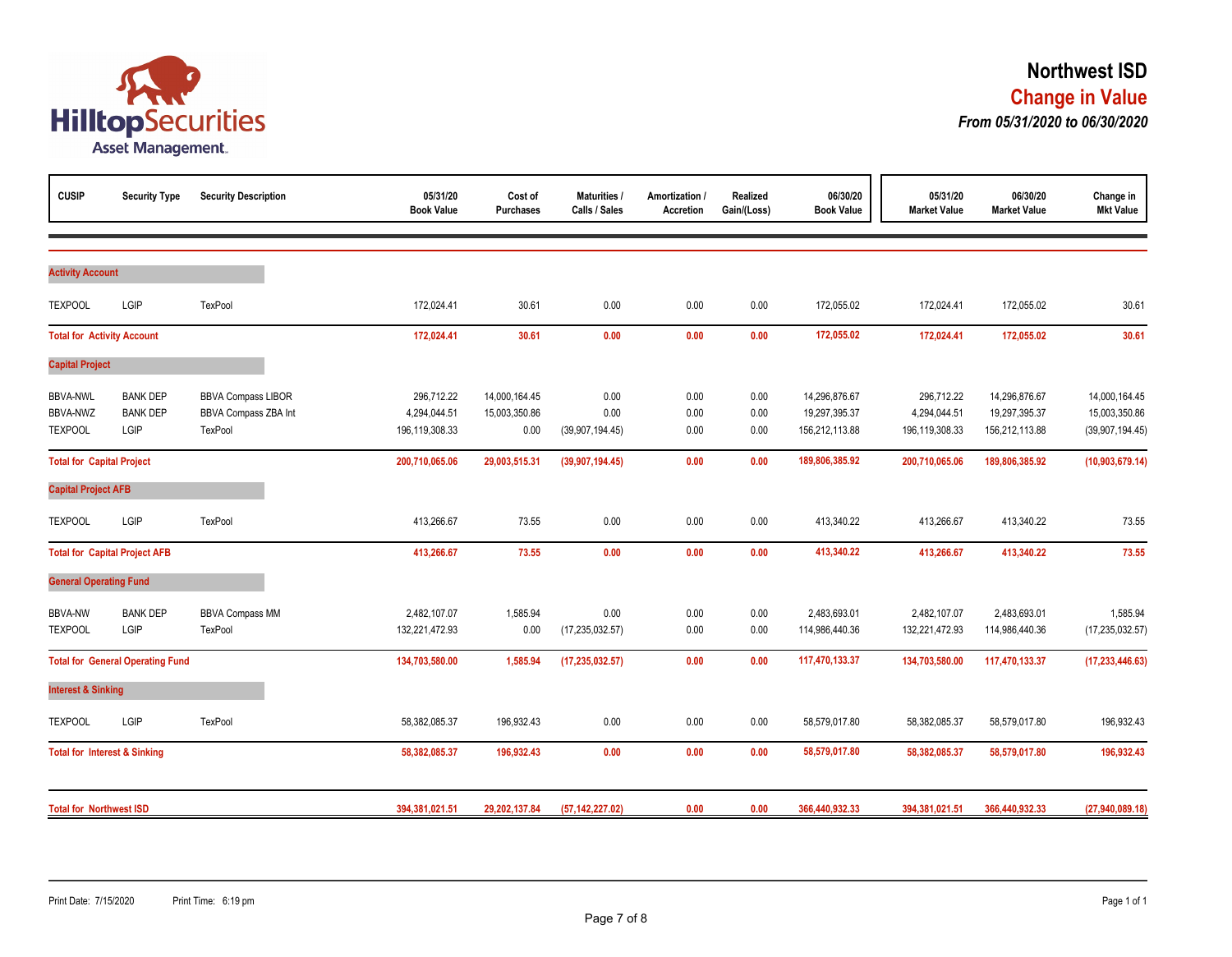# Northwest ISD

## Change in Value

### *From 05/31/2020 to 06/30/2020*

| CUSIP | Security Type | Security Description | 05/31/20 Book Value | Cost of Purchases | Maturities / Calls / Sales | Amortization / Accretion | Realized Gain/(Loss) | 06/30/20 Book Value | 05/31/20 Market Value | 06/30/20 Market Value | Change in Mkt Value |
|---|---|---|---|---|---|---|---|---|---|---|---|
| **Activity Account** | | | | | | | | | | | |
| TEXPOOL | LGIP | TexPool | 172,024.41 | 30.61 | 0.00 | 0.00 | 0.00 | 172,055.02 | 172,024.41 | 172,055.02 | 30.61 |
| **Total for Activity Account** | | | **172,024.41** | **30.61** | **0.00** | **0.00** | **0.00** | **172,055.02** | **172,024.41** | **172,055.02** | **30.61** |
| **Capital Project** | | | | | | | | | | | |
| BBVA-NWL | BANK DEP | BBVA Compass LIBOR | 296,712.22 | 14,000,164.45 | 0.00 | 0.00 | 0.00 | 14,296,876.67 | 296,712.22 | 14,296,876.67 | 14,000,164.45 |
| BBVA-NWZ | BANK DEP | BBVA Compass ZBA Int | 4,294,044.51 | 15,003,350.86 | 0.00 | 0.00 | 0.00 | 19,297,395.37 | 4,294,044.51 | 19,297,395.37 | 15,003,350.86 |
| TEXPOOL | LGIP | TexPool | 196,119,308.33 | 0.00 | (39,907,194.45) | 0.00 | 0.00 | 156,212,113.88 | 196,119,308.33 | 156,212,113.88 | (39,907,194.45) |
| **Total for Capital Project** | | | **200,710,065.06** | **29,003,515.31** | **(39,907,194.45)** | **0.00** | **0.00** | **189,806,385.92** | **200,710,065.06** | **189,806,385.92** | **(10,903,679.14)** |
| **Capital Project AFB** | | | | | | | | | | | |
| TEXPOOL | LGIP | TexPool | 413,266.67 | 73.55 | 0.00 | 0.00 | 0.00 | 413,340.22 | 413,266.67 | 413,340.22 | 73.55 |
| **Total for Capital Project AFB** | | | **413,266.67** | **73.55** | **0.00** | **0.00** | **0.00** | **413,340.22** | **413,266.67** | **413,340.22** | **73.55** |
| **General Operating Fund** | | | | | | | | | | | |
| BBVA-NW | BANK DEP | BBVA Compass MM | 2,482,107.07 | 1,585.94 | 0.00 | 0.00 | 0.00 | 2,483,693.01 | 2,482,107.07 | 2,483,693.01 | 1,585.94 |
| TEXPOOL | LGIP | TexPool | 132,221,472.93 | 0.00 | (17,235,032.57) | 0.00 | 0.00 | 114,986,440.36 | 132,221,472.93 | 114,986,440.36 | (17,235,032.57) |
| **Total for General Operating Fund** | | | **134,703,580.00** | **1,585.94** | **(17,235,032.57)** | **0.00** | **0.00** | **117,470,133.37** | **134,703,580.00** | **117,470,133.37** | **(17,233,446.63)** |
| **Interest & Sinking** | | | | | | | | | | | |
| TEXPOOL | LGIP | TexPool | 58,382,085.37 | 196,932.43 | 0.00 | 0.00 | 0.00 | 58,579,017.80 | 58,382,085.37 | 58,579,017.80 | 196,932.43 |
| **Total for Interest & Sinking** | | | **58,382,085.37** | **196,932.43** | **0.00** | **0.00** | **0.00** | **58,579,017.80** | **58,382,085.37** | **58,579,017.80** | **196,932.43** |
| **Total for Northwest ISD** | | | **394,381,021.51** | **29,202,137.84** | **(57,142,227.02)** | **0.00** | **0.00** | **366,440,932.33** | **394,381,021.51** | **366,440,932.33** | **(27,940,089.18)** |

Print Date: 7/15/2020 Print Time: 6:19 pm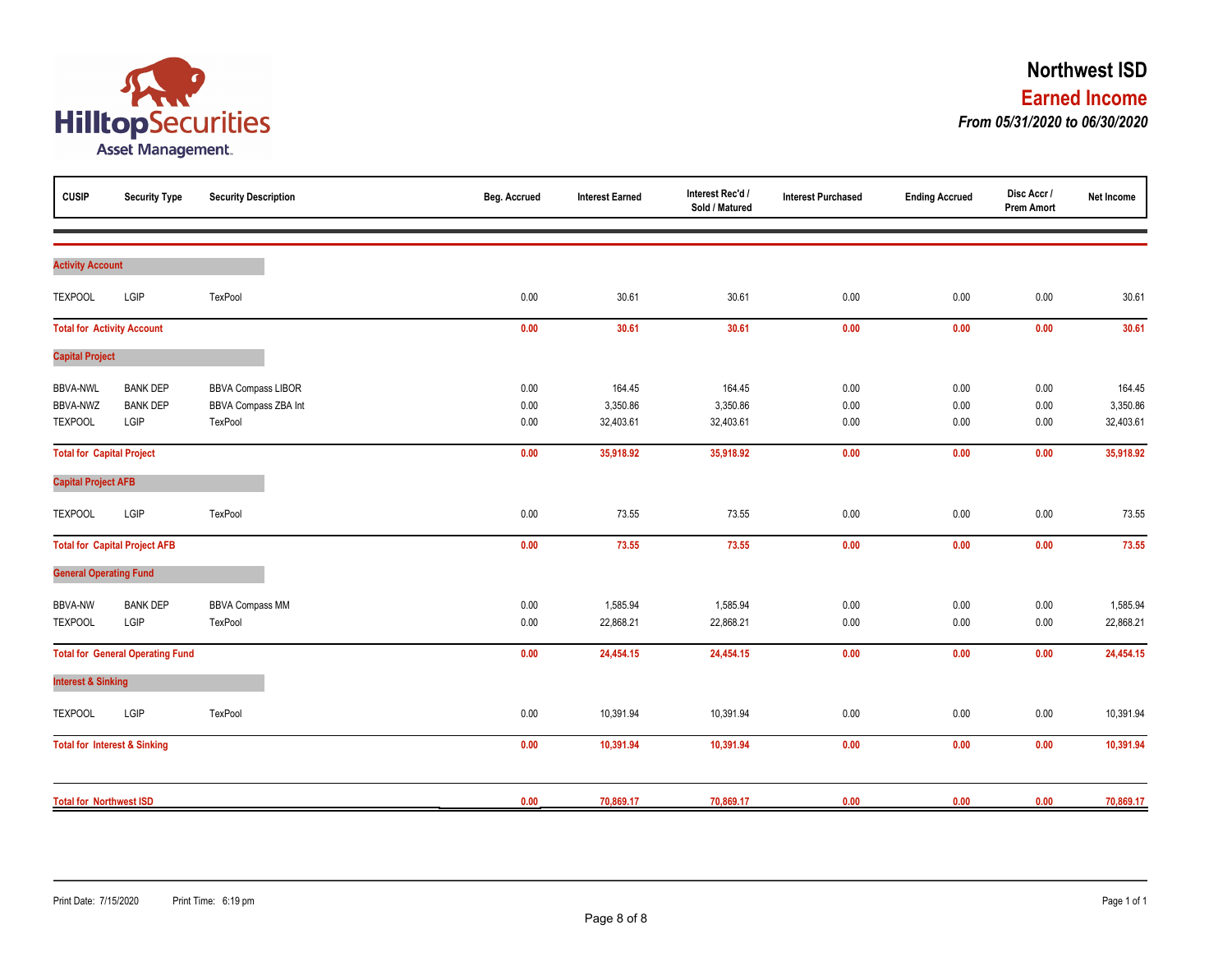HilltopSecurities Asset Management

# Northwest ISD

## Earned Income

***From 05/31/2020 to 06/30/2020***

| CUSIP | Security Type | Security Description | Beg. Accrued | Interest Earned | Interest Rec'd / Sold / Matured | Interest Purchased | Ending Accrued | Disc Accr / Prem Amort | Net Income |
|---|---|---|---|---|---|---|---|---|---|
| **Activity Account** | | | | | | | | | |
| TEXPOOL | LGIP | TexPool | 0.00 | 30.61 | 30.61 | 0.00 | 0.00 | 0.00 | 30.61 |
| **Total for Activity Account** | | | **0.00** | **30.61** | **30.61** | **0.00** | **0.00** | **0.00** | **30.61** |
| **Capital Project** | | | | | | | | | |
| BBVA-NWL | BANK DEP | BBVA Compass LIBOR | 0.00 | 164.45 | 164.45 | 0.00 | 0.00 | 0.00 | 164.45 |
| BBVA-NWZ | BANK DEP | BBVA Compass ZBA Int | 0.00 | 3,350.86 | 3,350.86 | 0.00 | 0.00 | 0.00 | 3,350.86 |
| TEXPOOL | LGIP | TexPool | 0.00 | 32,403.61 | 32,403.61 | 0.00 | 0.00 | 0.00 | 32,403.61 |
| **Total for Capital Project** | | | **0.00** | **35,918.92** | **35,918.92** | **0.00** | **0.00** | **0.00** | **35,918.92** |
| **Capital Project AFB** | | | | | | | | | |
| TEXPOOL | LGIP | TexPool | 0.00 | 73.55 | 73.55 | 0.00 | 0.00 | 0.00 | 73.55 |
| **Total for Capital Project AFB** | | | **0.00** | **73.55** | **73.55** | **0.00** | **0.00** | **0.00** | **73.55** |
| **General Operating Fund** | | | | | | | | | |
| BBVA-NW | BANK DEP | BBVA Compass MM | 0.00 | 1,585.94 | 1,585.94 | 0.00 | 0.00 | 0.00 | 1,585.94 |
| TEXPOOL | LGIP | TexPool | 0.00 | 22,868.21 | 22,868.21 | 0.00 | 0.00 | 0.00 | 22,868.21 |
| **Total for General Operating Fund** | | | **0.00** | **24,454.15** | **24,454.15** | **0.00** | **0.00** | **0.00** | **24,454.15** |
| **Interest & Sinking** | | | | | | | | | |
| TEXPOOL | LGIP | TexPool | 0.00 | 10,391.94 | 10,391.94 | 0.00 | 0.00 | 0.00 | 10,391.94 |
| **Total for Interest & Sinking** | | | **0.00** | **10,391.94** | **10,391.94** | **0.00** | **0.00** | **0.00** | **10,391.94** |
| **Total for Northwest ISD** | | | **0.00** | **70,869.17** | **70,869.17** | **0.00** | **0.00** | **0.00** | **70,869.17** |

Print Date: 7/15/2020 Print Time: 6:19 pm